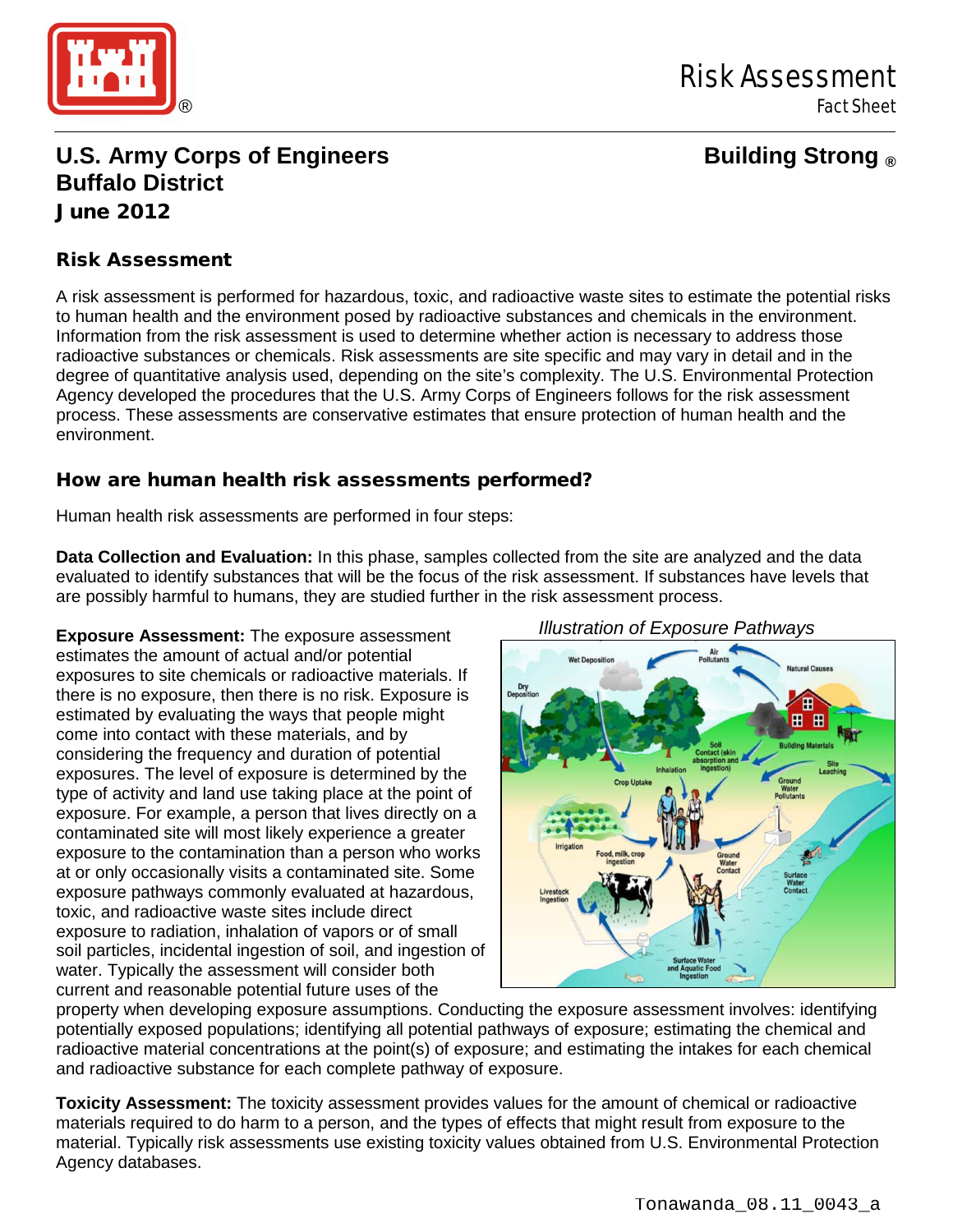# Risk Assessment

Fact Sheet

## U.S. Army Corps of Engineers
## Buffalo District
## June 2012

**Building Strong ®**

### Risk Assessment

A risk assessment is performed for hazardous, toxic, and radioactive waste sites to estimate the potential risks to human health and the environment posed by radioactive substances and chemicals in the environment. Information from the risk assessment is used to determine whether action is necessary to address those radioactive substances or chemicals. Risk assessments are site specific and may vary in detail and in the degree of quantitative analysis used, depending on the site's complexity. The U.S. Environmental Protection Agency developed the procedures that the U.S. Army Corps of Engineers follows for the risk assessment process. These assessments are conservative estimates that ensure protection of human health and the environment.

### How are human health risk assessments performed?

Human health risk assessments are performed in four steps:

**Data Collection and Evaluation:** In this phase, samples collected from the site are analyzed and the data evaluated to identify substances that will be the focus of the risk assessment. If substances have levels that are possibly harmful to humans, they are studied further in the risk assessment process.

**Exposure Assessment:** The exposure assessment estimates the amount of actual and/or potential exposures to site chemicals or radioactive materials. If there is no exposure, then there is no risk. Exposure is estimated by evaluating the ways that people might come into contact with these materials, and by considering the frequency and duration of potential exposures. The level of exposure is determined by the type of activity and land use taking place at the point of exposure. For example, a person that lives directly on a contaminated site will most likely experience a greater exposure to the contamination than a person who works at or only occasionally visits a contaminated site. Some exposure pathways commonly evaluated at hazardous, toxic, and radioactive waste sites include direct exposure to radiation, inhalation of vapors or of small soil particles, incidental ingestion of soil, and ingestion of water. Typically the assessment will consider both current and reasonable potential future uses of the property when developing exposure assumptions. Conducting the exposure assessment involves: identifying potentially exposed populations; identifying all potential pathways of exposure; estimating the chemical and radioactive material concentrations at the point(s) of exposure; and estimating the intakes for each chemical and radioactive substance for each complete pathway of exposure.

*Illustration of Exposure Pathways*

**Toxicity Assessment:** The toxicity assessment provides values for the amount of chemical or radioactive materials required to do harm to a person, and the types of effects that might result from exposure to the material. Typically risk assessments use existing toxicity values obtained from U.S. Environmental Protection Agency databases.

Tonawanda_08.11_0043_a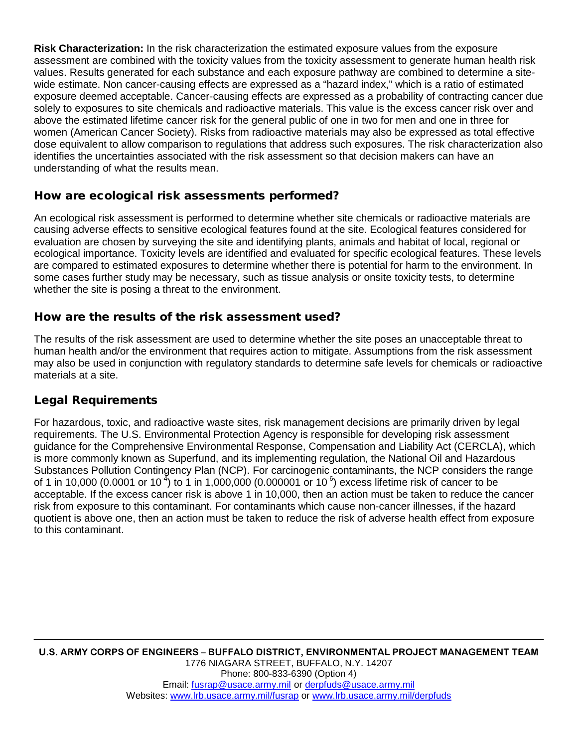**Risk Characterization:** In the risk characterization the estimated exposure values from the exposure assessment are combined with the toxicity values from the toxicity assessment to generate human health risk values. Results generated for each substance and each exposure pathway are combined to determine a site-wide estimate. Non cancer-causing effects are expressed as a "hazard index," which is a ratio of estimated exposure deemed acceptable. Cancer-causing effects are expressed as a probability of contracting cancer due solely to exposures to site chemicals and radioactive materials. This value is the excess cancer risk over and above the estimated lifetime cancer risk for the general public of one in two for men and one in three for women (American Cancer Society). Risks from radioactive materials may also be expressed as total effective dose equivalent to allow comparison to regulations that address such exposures. The risk characterization also identifies the uncertainties associated with the risk assessment so that decision makers can have an understanding of what the results mean.

## How are ecological risk assessments performed?

An ecological risk assessment is performed to determine whether site chemicals or radioactive materials are causing adverse effects to sensitive ecological features found at the site. Ecological features considered for evaluation are chosen by surveying the site and identifying plants, animals and habitat of local, regional or ecological importance. Toxicity levels are identified and evaluated for specific ecological features. These levels are compared to estimated exposures to determine whether there is potential for harm to the environment. In some cases further study may be necessary, such as tissue analysis or onsite toxicity tests, to determine whether the site is posing a threat to the environment.

## How are the results of the risk assessment used?

The results of the risk assessment are used to determine whether the site poses an unacceptable threat to human health and/or the environment that requires action to mitigate. Assumptions from the risk assessment may also be used in conjunction with regulatory standards to determine safe levels for chemicals or radioactive materials at a site.

## Legal Requirements

For hazardous, toxic, and radioactive waste sites, risk management decisions are primarily driven by legal requirements. The U.S. Environmental Protection Agency is responsible for developing risk assessment guidance for the Comprehensive Environmental Response, Compensation and Liability Act (CERCLA), which is more commonly known as Superfund, and its implementing regulation, the National Oil and Hazardous Substances Pollution Contingency Plan (NCP). For carcinogenic contaminants, the NCP considers the range of 1 in 10,000 (0.0001 or $10^{-4}$) to 1 in 1,000,000 (0.000001 or $10^{-6}$) excess lifetime risk of cancer to be acceptable. If the excess cancer risk is above 1 in 10,000, then an action must be taken to reduce the cancer risk from exposure to this contaminant. For contaminants which cause non-cancer illnesses, if the hazard quotient is above one, then an action must be taken to reduce the risk of adverse health effect from exposure to this contaminant.

**U.S. ARMY CORPS OF ENGINEERS – BUFFALO DISTRICT, ENVIRONMENTAL PROJECT MANAGEMENT TEAM**
1776 NIAGARA STREET, BUFFALO, N.Y. 14207
Phone: 800-833-6390 (Option 4)
Email: fusrap@usace.army.mil or derpfuds@usace.army.mil
Websites: www.lrb.usace.army.mil/fusrap or www.lrb.usace.army.mil/derpfuds